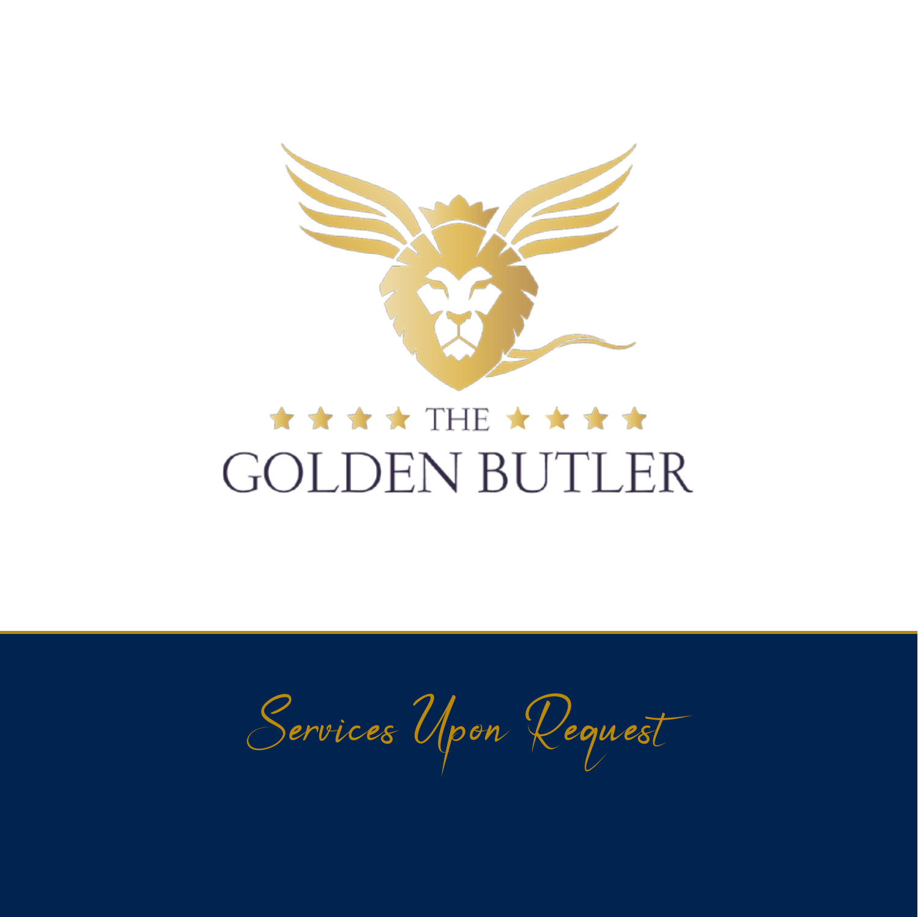★ ★ ★ ★ THE ★ ★ ★ ★

# GOLDEN BUTLER

*Services Upon Request*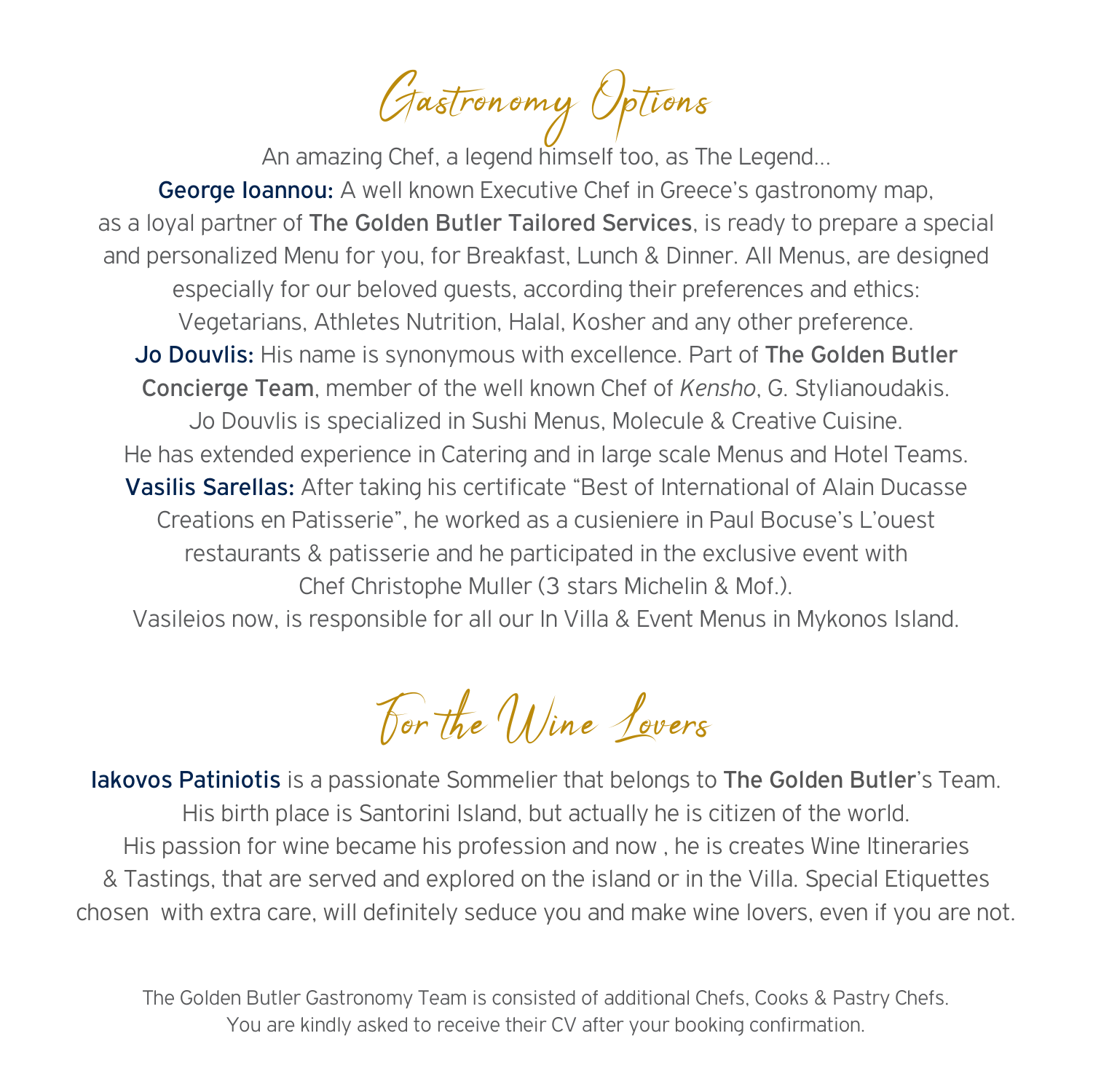# Gastronomy Options

An amazing Chef, a legend himself too, as The Legend…

**George Ioannou:** A well known Executive Chef in Greece's gastronomy map, as a loyal partner of **The Golden Butler Tailored Services**, is ready to prepare a special and personalized Menu for you, for Breakfast, Lunch & Dinner. All Menus, are designed especially for our beloved guests, according their preferences and ethics: Vegetarians, Athletes Nutrition, Halal, Kosher and any other preference.

**Jo Douvlis:** His name is synonymous with excellence. Part of **The Golden Butler Concierge Team**, member of the well known Chef of *Kensho*, G. Stylianoudakis. Jo Douvlis is specialized in Sushi Menus, Molecule & Creative Cuisine. He has extended experience in Catering and in large scale Menus and Hotel Teams.

**Vasilis Sarellas:** After taking his certificate "Best of International of Alain Ducasse Creations en Patisserie", he worked as a cusieniere in Paul Bocuse's L'ouest restaurants & patisserie and he participated in the exclusive event with Chef Christophe Muller (3 stars Michelin & Mof.). Vasileios now, is responsible for all our In Villa & Event Menus in Mykonos Island.

# For the Wine Lovers

**Iakovos Patiniotis** is a passionate Sommelier that belongs to **The Golden Butler**'s Team. His birth place is Santorini Island, but actually he is citizen of the world. His passion for wine became his profession and now , he is creates Wine Itineraries & Tastings, that are served and explored on the island or in the Villa. Special Etiquettes chosen with extra care, will definitely seduce you and make wine lovers, even if you are not.

The Golden Butler Gastronomy Team is consisted of additional Chefs, Cooks & Pastry Chefs. You are kindly asked to receive their CV after your booking confirmation.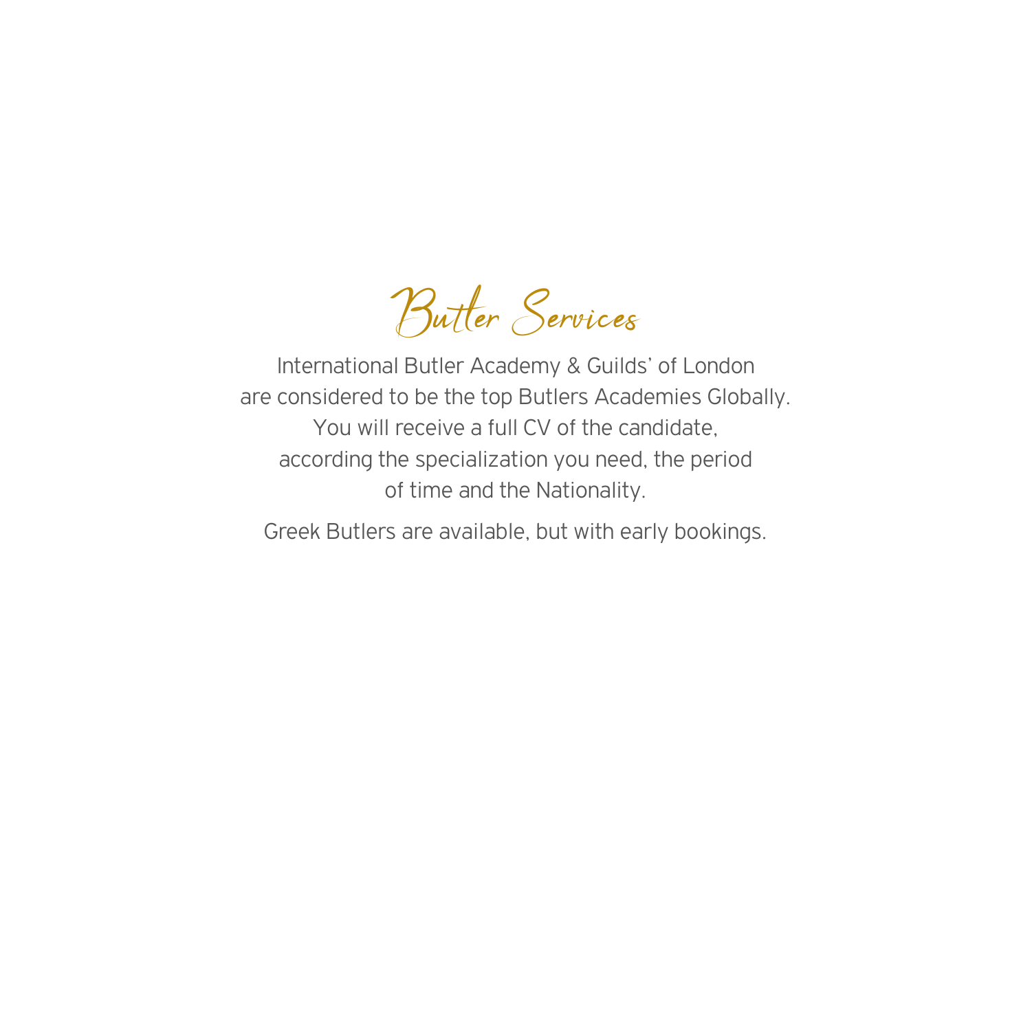# Butler Services

International Butler Academy & Guilds' of London
are considered to be the top Butlers Academies Globally.
You will receive a full CV of the candidate,
according the specialization you need, the period
of time and the Nationality.

Greek Butlers are available, but with early bookings.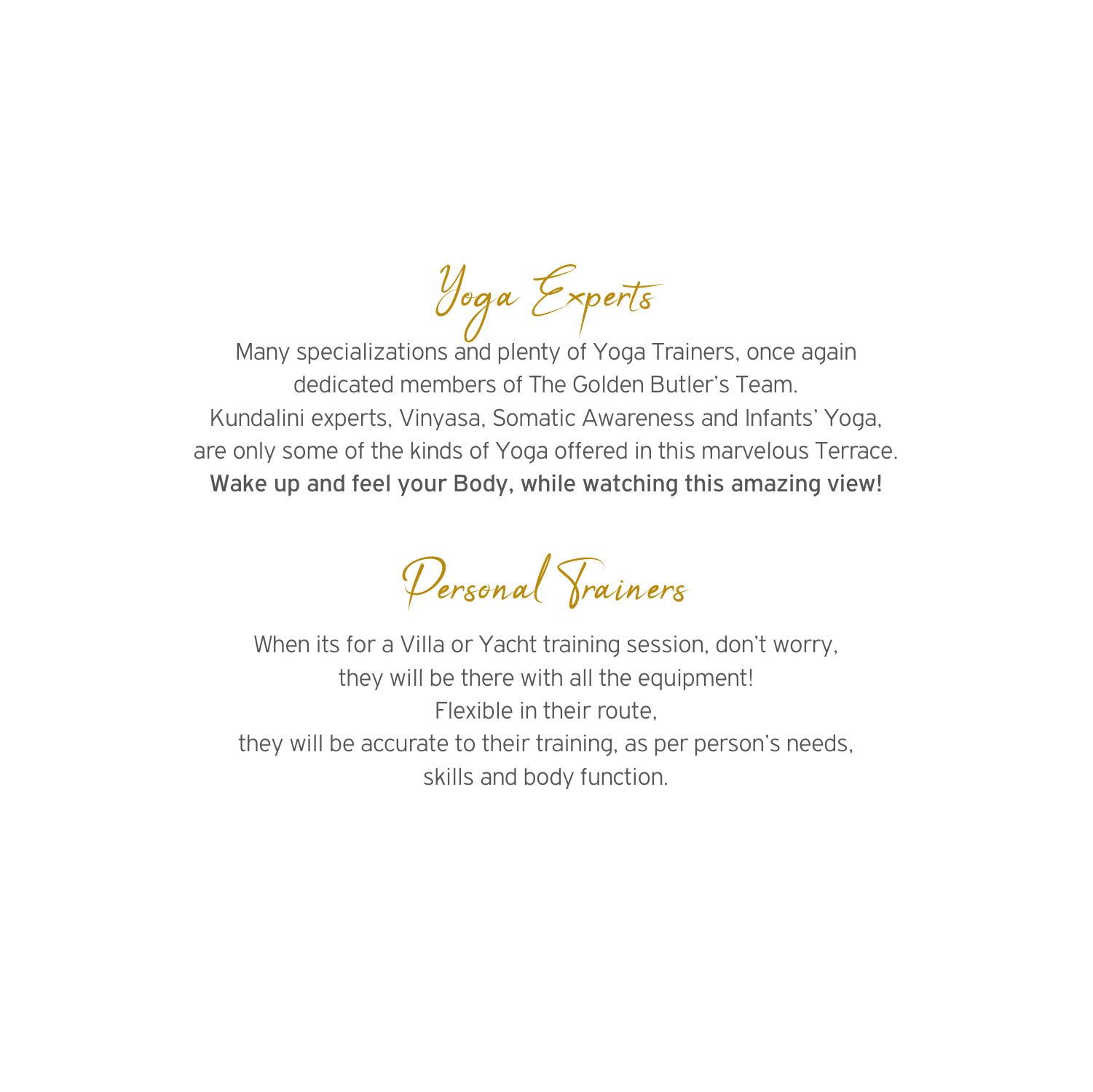## Yoga Experts

Many specializations and plenty of Yoga Trainers, once again dedicated members of The Golden Butler's Team.
Kundalini experts, Vinyasa, Somatic Awareness and Infants' Yoga, are only some of the kinds of Yoga offered in this marvelous Terrace.
**Wake up and feel your Body, while watching this amazing view!**

## Personal Trainers

When its for a Villa or Yacht training session, don't worry, they will be there with all the equipment!
Flexible in their route,
they will be accurate to their training, as per person's needs, skills and body function.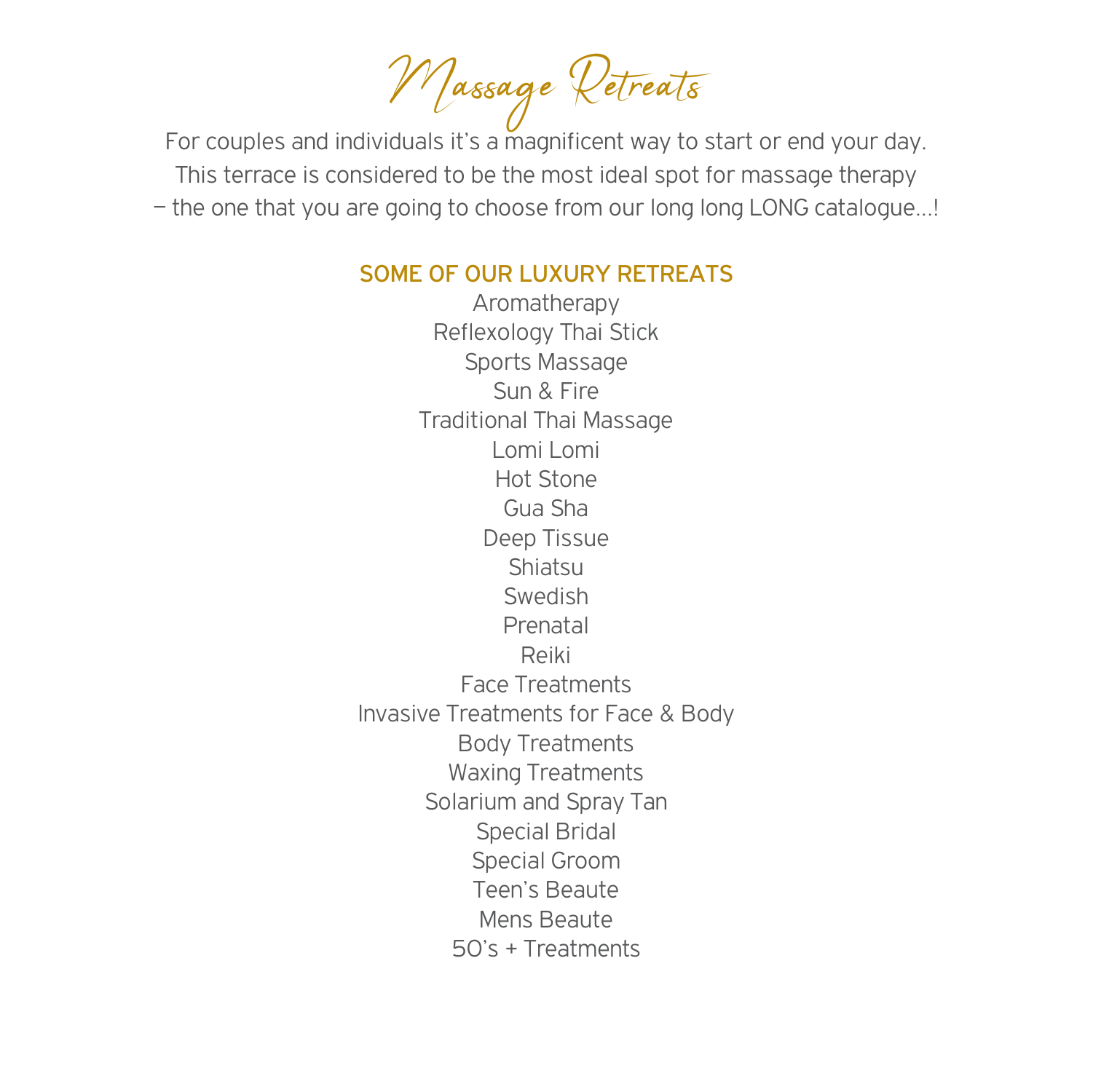# Massage Retreats

For couples and individuals it's a magnificent way to start or end your day.
This terrace is considered to be the most ideal spot for massage therapy
– the one that you are going to choose from our long long LONG catalogue...!

## SOME OF OUR LUXURY RETREATS

Aromatherapy
Reflexology Thai Stick
Sports Massage
Sun & Fire
Traditional Thai Massage
Lomi Lomi
Hot Stone
Gua Sha
Deep Tissue
Shiatsu
Swedish
Prenatal
Reiki
Face Treatments
Invasive Treatments for Face & Body
Body Treatments
Waxing Treatments
Solarium and Spray Tan
Special Bridal
Special Groom
Teen's Beaute
Mens Beaute
50's + Treatments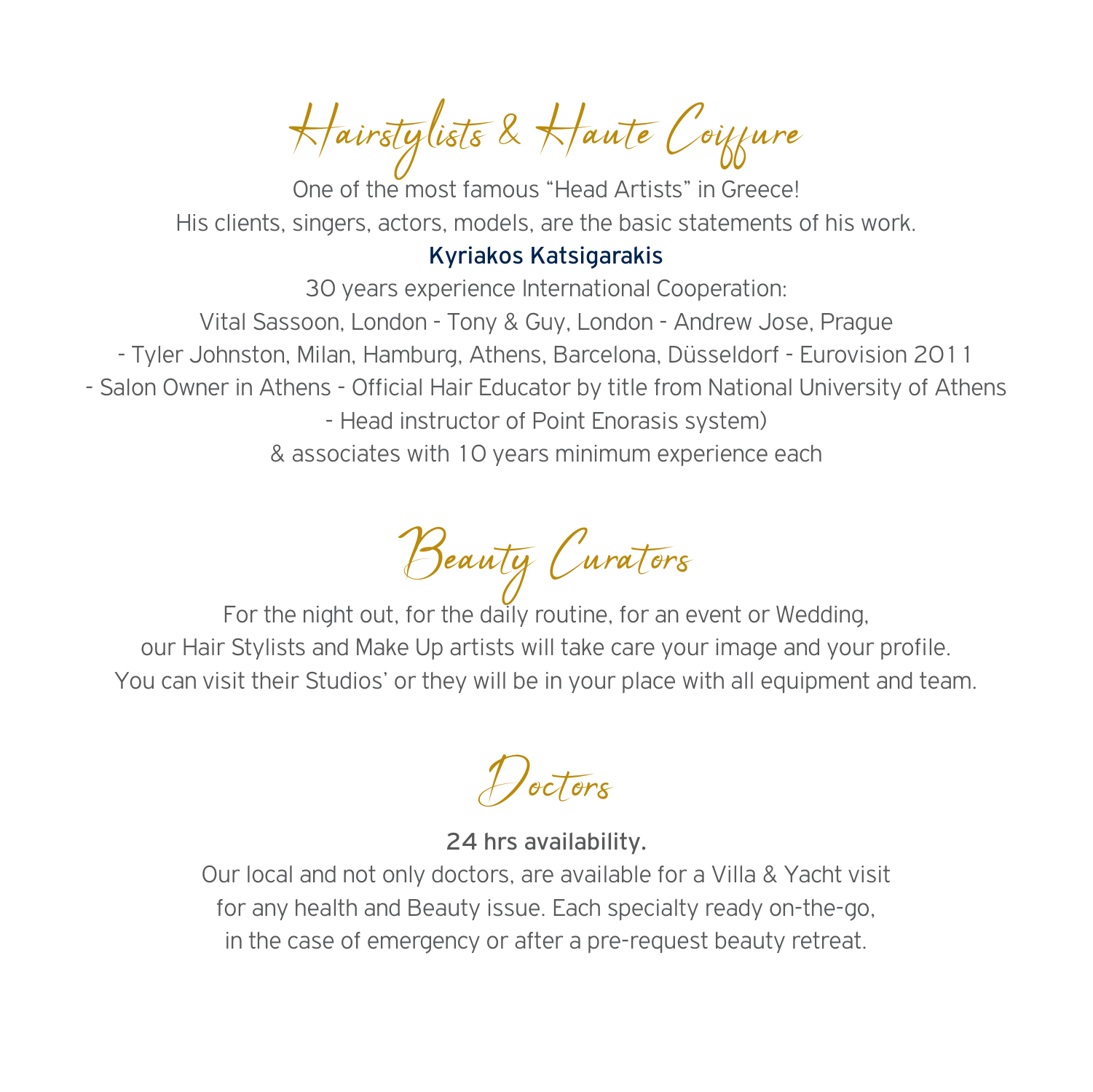## Hairstylists & Haute Coiffure

One of the most famous "Head Artists" in Greece!
His clients, singers, actors, models, are the basic statements of his work.

**Kyriakos Katsigarakis**

30 years experience International Cooperation:
Vital Sassoon, London - Tony & Guy, London - Andrew Jose, Prague
- Tyler Johnston, Milan, Hamburg, Athens, Barcelona, Düsseldorf - Eurovision 2011
- Salon Owner in Athens - Official Hair Educator by title from National University of Athens
- Head instructor of Point Enorasis system)
& associates with 10 years minimum experience each

## Beauty Curators

For the night out, for the daily routine, for an event or Wedding,
our Hair Stylists and Make Up artists will take care your image and your profile.
You can visit their Studios' or they will be in your place with all equipment and team.

## Doctors

**24 hrs availability.**

Our local and not only doctors, are available for a Villa & Yacht visit
for any health and Beauty issue. Each specialty ready on-the-go,
in the case of emergency or after a pre-request beauty retreat.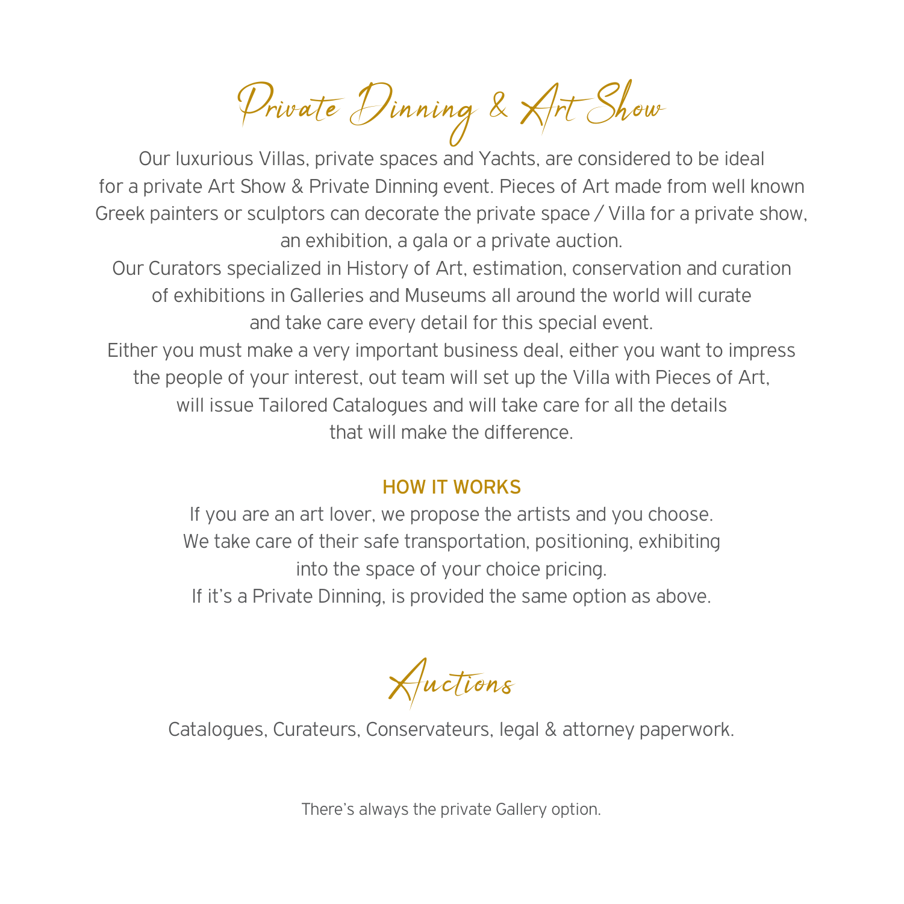# Private Dinning & Art Show

Our luxurious Villas, private spaces and Yachts, are considered to be ideal for a private Art Show & Private Dinning event. Pieces of Art made from well known Greek painters or sculptors can decorate the private space / Villa for a private show, an exhibition, a gala or a private auction.

Our Curators specialized in History of Art, estimation, conservation and curation of exhibitions in Galleries and Museums all around the world will curate and take care every detail for this special event.

Either you must make a very important business deal, either you want to impress the people of your interest, out team will set up the Villa with Pieces of Art, will issue Tailored Catalogues and will take care for all the details that will make the difference.

## HOW IT WORKS

If you are an art lover, we propose the artists and you choose.
We take care of their safe transportation, positioning, exhibiting into the space of your choice pricing.
If it's a Private Dinning, is provided the same option as above.

# Auctions

Catalogues, Curateurs, Conservateurs, legal & attorney paperwork.

There's always the private Gallery option.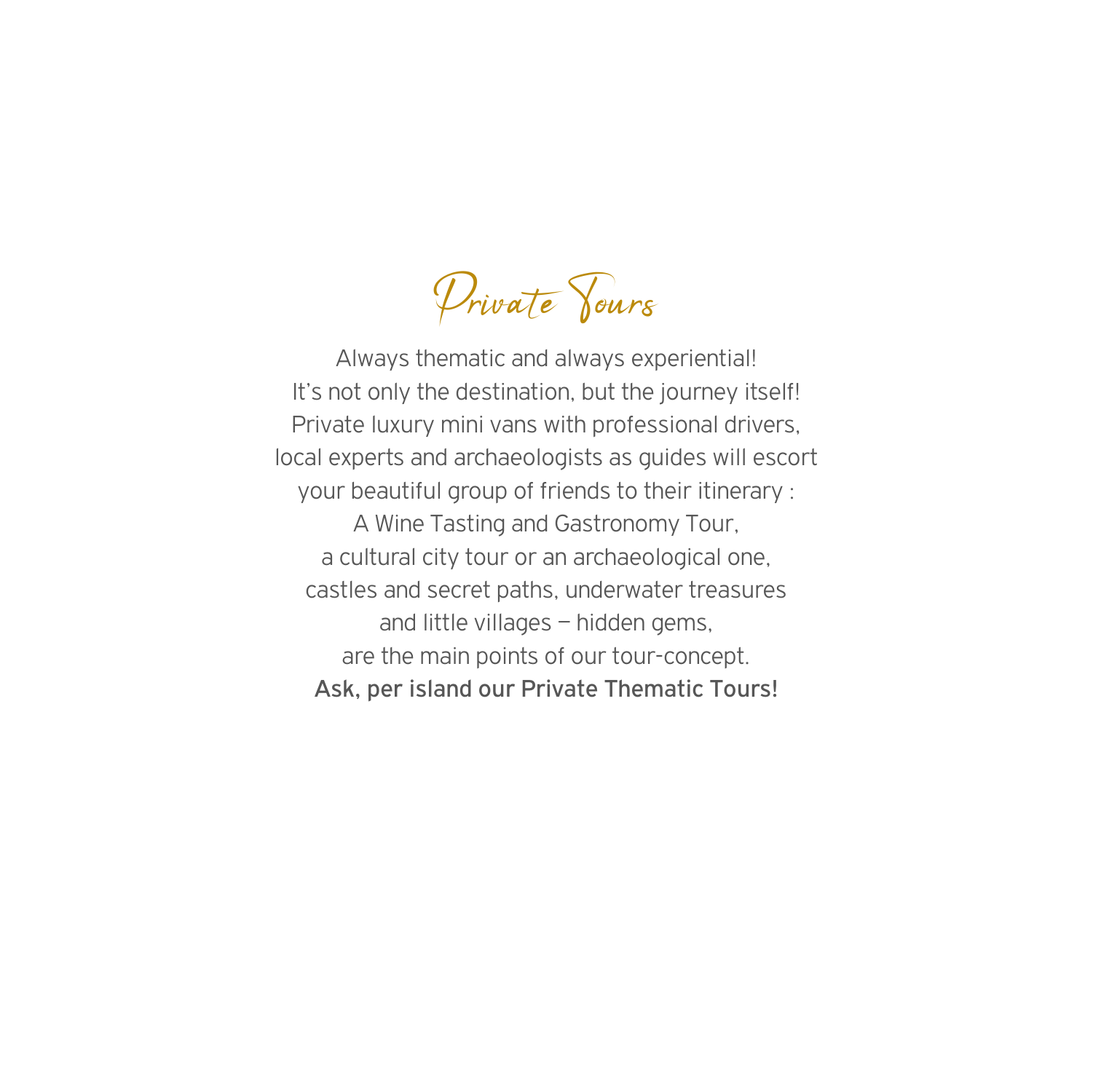# Private Tours

Always thematic and always experiential!
It's not only the destination, but the journey itself!
Private luxury mini vans with professional drivers,
local experts and archaeologists as guides will escort
your beautiful group of friends to their itinerary :
A Wine Tasting and Gastronomy Tour,
a cultural city tour or an archaeological one,
castles and secret paths, underwater treasures
and little villages – hidden gems,
are the main points of our tour-concept.
**Ask, per island our Private Thematic Tours!**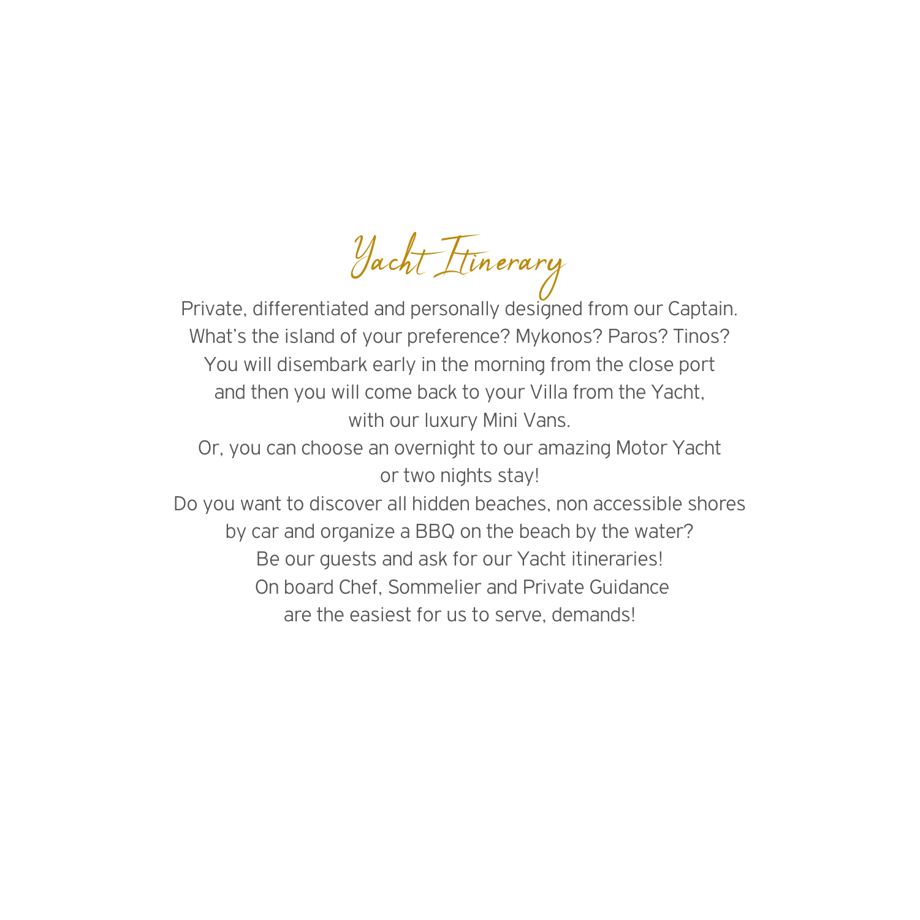# Yacht Itinerary

Private, differentiated and personally designed from our Captain.
What's the island of your preference? Mykonos? Paros? Tinos?
You will disembark early in the morning from the close port
and then you will come back to your Villa from the Yacht,
with our luxury Mini Vans.
Or, you can choose an overnight to our amazing Motor Yacht
or two nights stay!
Do you want to discover all hidden beaches, non accessible shores
by car and organize a BBQ on the beach by the water?
Be our guests and ask for our Yacht itineraries!
On board Chef, Sommelier and Private Guidance
are the easiest for us to serve, demands!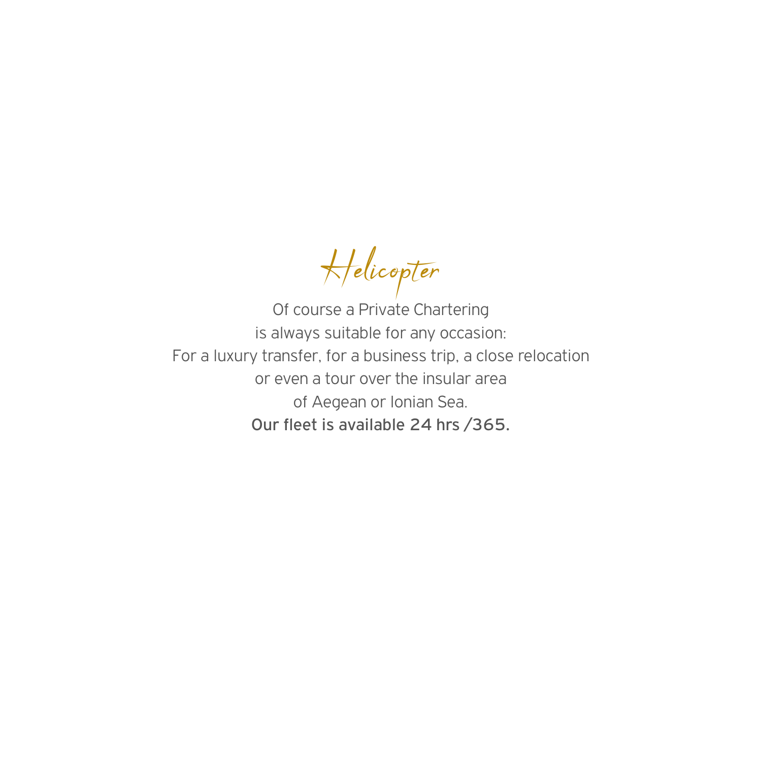# Helicopter

Of course a Private Chartering
is always suitable for any occasion:
For a luxury transfer, for a business trip, a close relocation
or even a tour over the insular area
of Aegean or Ionian Sea.
**Our fleet is available 24 hrs /365.**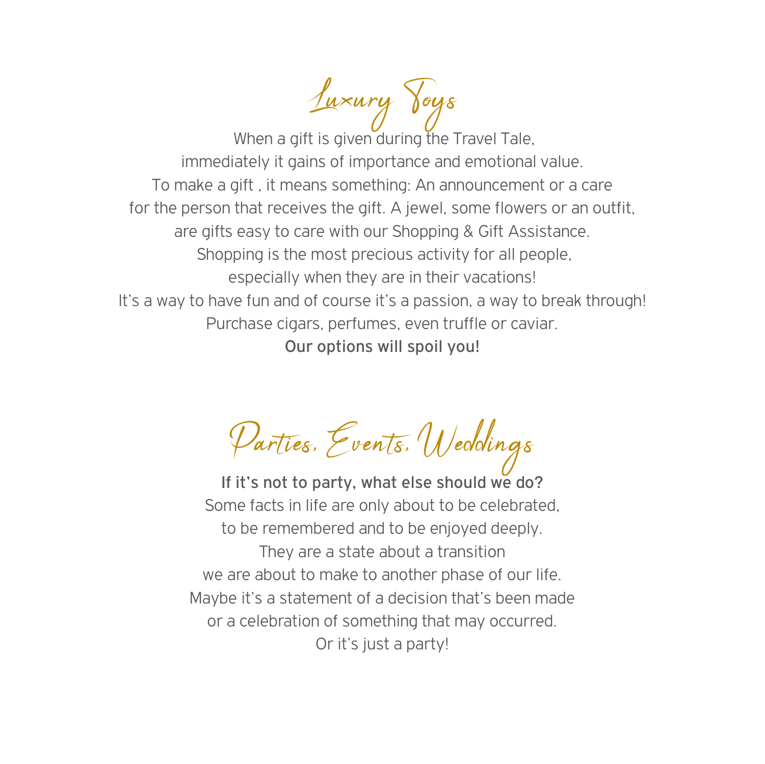# Luxury Toys

When a gift is given during the Travel Tale,
immediately it gains of importance and emotional value.
To make a gift , it means something: An announcement or a care
for the person that receives the gift. A jewel, some flowers or an outfit,
are gifts easy to care with our Shopping & Gift Assistance.
Shopping is the most precious activity for all people,
especially when they are in their vacations!
It's a way to have fun and of course it's a passion, a way to break through!
Purchase cigars, perfumes, even truffle or caviar.
**Our options will spoil you!**

# Parties, Events, Weddings

**If it's not to party, what else should we do?**
Some facts in life are only about to be celebrated,
to be remembered and to be enjoyed deeply.
They are a state about a transition
we are about to make to another phase of our life.
Maybe it's a statement of a decision that's been made
or a celebration of something that may occurred.
Or it's just a party!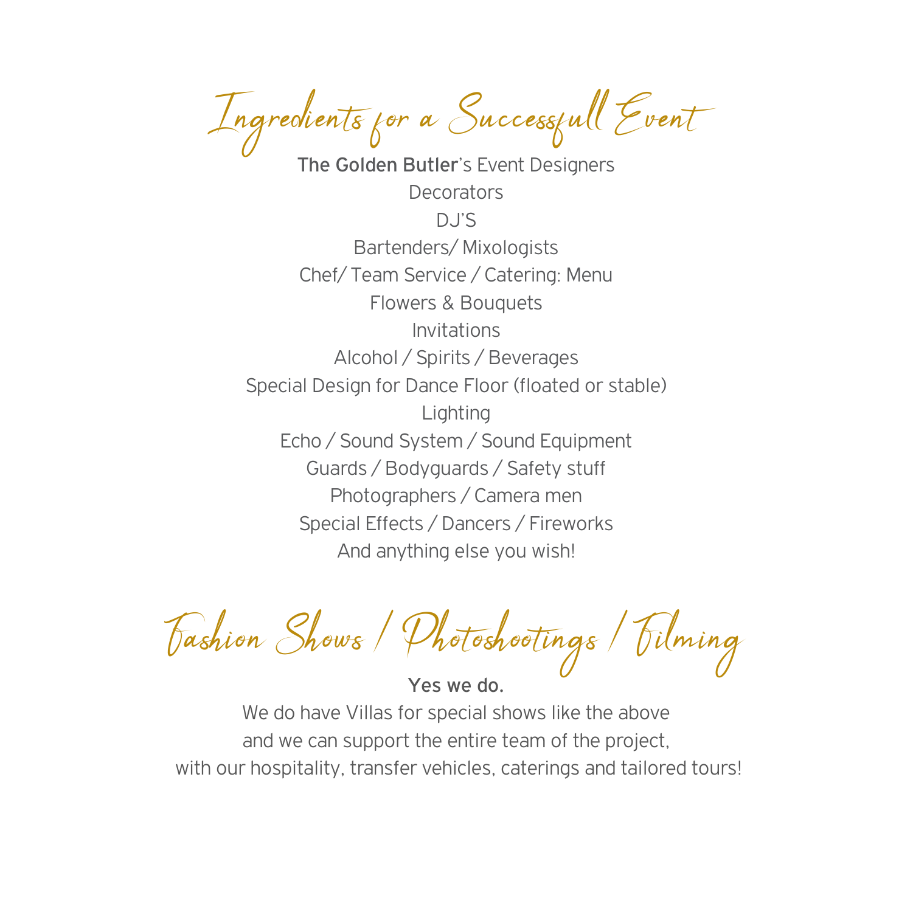# Ingredients for a Successfull Event

**The Golden Butler**'s Event Designers
Decorators
DJ'S
Bartenders/ Mixologists
Chef/ Team Service / Catering: Menu
Flowers & Bouquets
Invitations
Alcohol / Spirits / Beverages
Special Design for Dance Floor (floated or stable)
Lighting
Echo / Sound System / Sound Equipment
Guards / Bodyguards / Safety stuff
Photographers / Camera men
Special Effects / Dancers / Fireworks
And anything else you wish!

# Fashion Shows / Photoshootings / Filming

**Yes we do.**

We do have Villas for special shows like the above
and we can support the entire team of the project,
with our hospitality, transfer vehicles, caterings and tailored tours!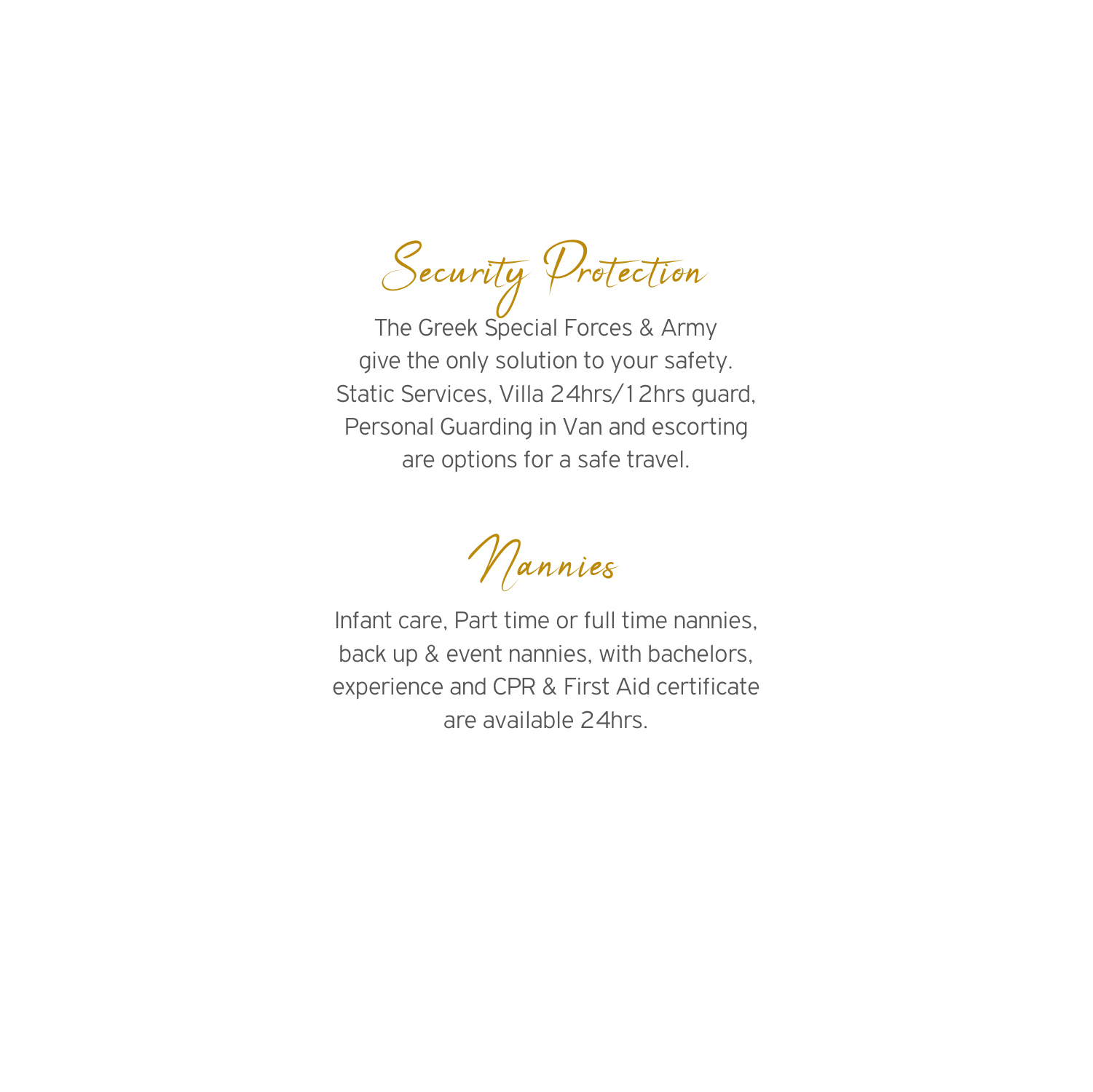## Security Protection

The Greek Special Forces & Army
give the only solution to your safety.
Static Services, Villa 24hrs/12hrs guard,
Personal Guarding in Van and escorting
are options for a safe travel.

## Nannies

Infant care, Part time or full time nannies,
back up & event nannies, with bachelors,
experience and CPR & First Aid certificate
are available 24hrs.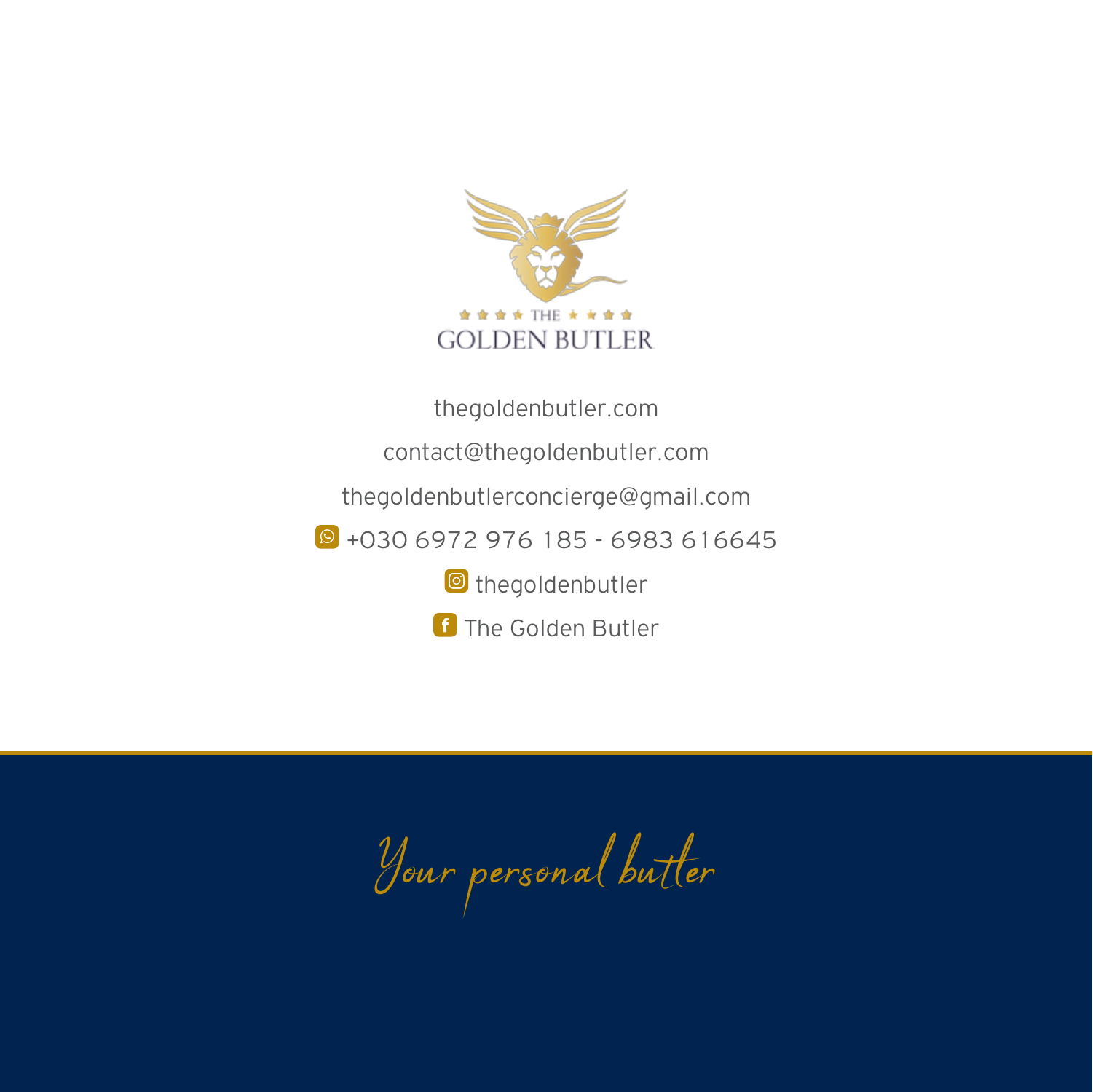THE

GOLDEN BUTLER

thegoldenbutler.com

contact@thegoldenbutler.com

thegoldenbutlerconcierge@gmail.com

+030 6972 976 185 - 6983 616645

thegoldenbutler

The Golden Butler

*Your personal butler*